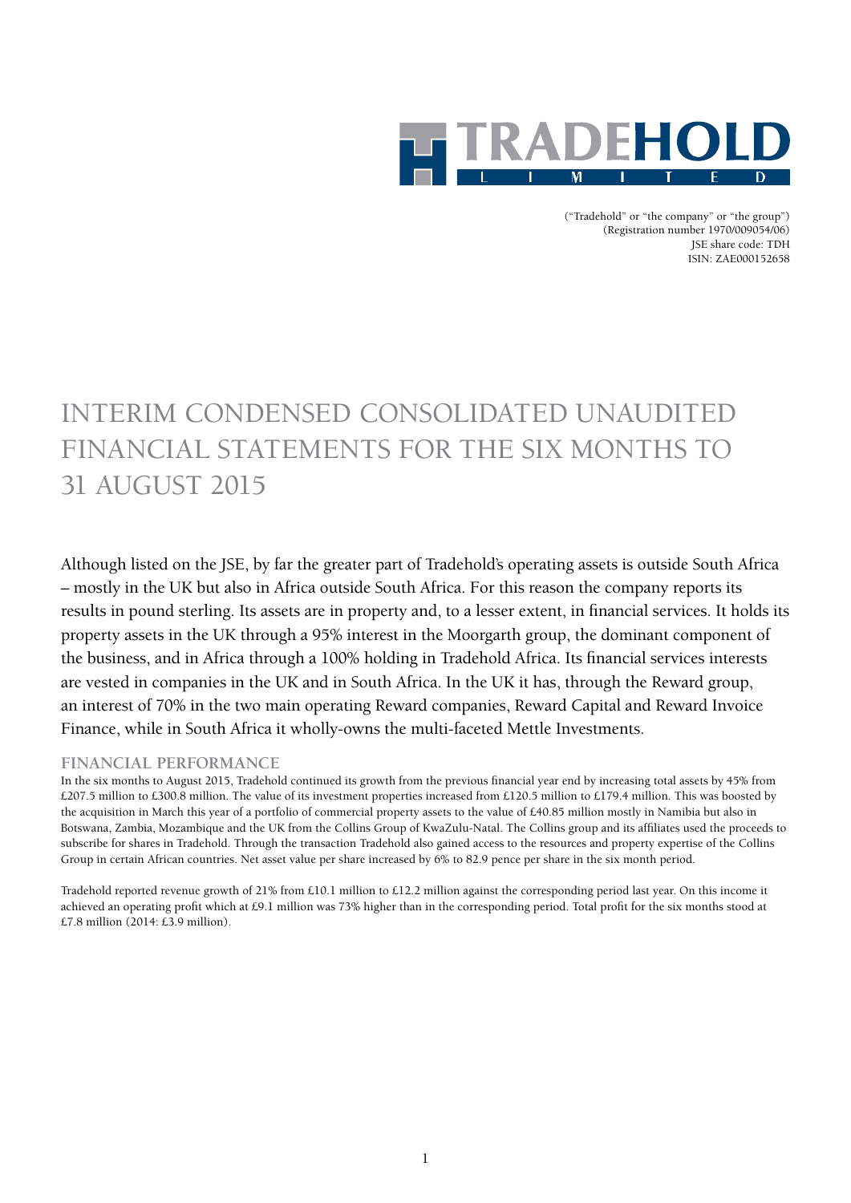# TRADEHOLD LIMITED

("Tradehold" or "the company" or "the group")
(Registration number 1970/009054/06)
JSE share code: TDH
ISIN: ZAE000152658

# INTERIM CONDENSED CONSOLIDATED UNAUDITED FINANCIAL STATEMENTS FOR THE SIX MONTHS TO 31 AUGUST 2015

Although listed on the JSE, by far the greater part of Tradehold's operating assets is outside South Africa – mostly in the UK but also in Africa outside South Africa. For this reason the company reports its results in pound sterling. Its assets are in property and, to a lesser extent, in financial services. It holds its property assets in the UK through a 95% interest in the Moorgarth group, the dominant component of the business, and in Africa through a 100% holding in Tradehold Africa. Its financial services interests are vested in companies in the UK and in South Africa. In the UK it has, through the Reward group, an interest of 70% in the two main operating Reward companies, Reward Capital and Reward Invoice Finance, while in South Africa it wholly-owns the multi-faceted Mettle Investments.

## FINANCIAL PERFORMANCE

In the six months to August 2015, Tradehold continued its growth from the previous financial year end by increasing total assets by 45% from £207.5 million to £300.8 million. The value of its investment properties increased from £120.5 million to £179.4 million. This was boosted by the acquisition in March this year of a portfolio of commercial property assets to the value of £40.85 million mostly in Namibia but also in Botswana, Zambia, Mozambique and the UK from the Collins Group of KwaZulu-Natal. The Collins group and its affiliates used the proceeds to subscribe for shares in Tradehold. Through the transaction Tradehold also gained access to the resources and property expertise of the Collins Group in certain African countries. Net asset value per share increased by 6% to 82.9 pence per share in the six month period.

Tradehold reported revenue growth of 21% from £10.1 million to £12.2 million against the corresponding period last year. On this income it achieved an operating profit which at £9.1 million was 73% higher than in the corresponding period. Total profit for the six months stood at £7.8 million (2014: £3.9 million).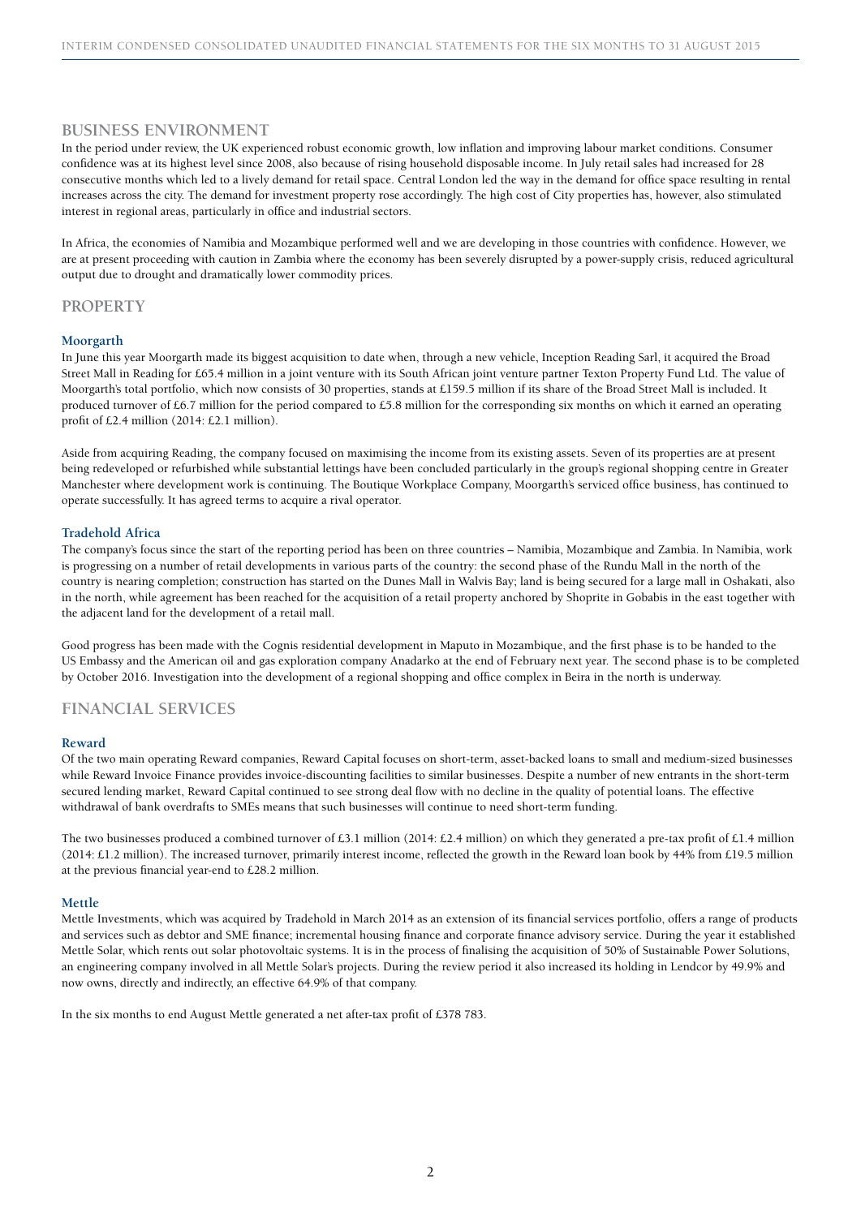## BUSINESS ENVIRONMENT

In the period under review, the UK experienced robust economic growth, low inflation and improving labour market conditions. Consumer confidence was at its highest level since 2008, also because of rising household disposable income. In July retail sales had increased for 28 consecutive months which led to a lively demand for retail space. Central London led the way in the demand for office space resulting in rental increases across the city. The demand for investment property rose accordingly. The high cost of City properties has, however, also stimulated interest in regional areas, particularly in office and industrial sectors.

In Africa, the economies of Namibia and Mozambique performed well and we are developing in those countries with confidence. However, we are at present proceeding with caution in Zambia where the economy has been severely disrupted by a power-supply crisis, reduced agricultural output due to drought and dramatically lower commodity prices.

## PROPERTY

### Moorgarth

In June this year Moorgarth made its biggest acquisition to date when, through a new vehicle, Inception Reading Sarl, it acquired the Broad Street Mall in Reading for £65.4 million in a joint venture with its South African joint venture partner Texton Property Fund Ltd. The value of Moorgarth's total portfolio, which now consists of 30 properties, stands at £159.5 million if its share of the Broad Street Mall is included. It produced turnover of £6.7 million for the period compared to £5.8 million for the corresponding six months on which it earned an operating profit of £2.4 million (2014: £2.1 million).

Aside from acquiring Reading, the company focused on maximising the income from its existing assets. Seven of its properties are at present being redeveloped or refurbished while substantial lettings have been concluded particularly in the group's regional shopping centre in Greater Manchester where development work is continuing. The Boutique Workplace Company, Moorgarth's serviced office business, has continued to operate successfully. It has agreed terms to acquire a rival operator.

### Tradehold Africa

The company's focus since the start of the reporting period has been on three countries – Namibia, Mozambique and Zambia. In Namibia, work is progressing on a number of retail developments in various parts of the country: the second phase of the Rundu Mall in the north of the country is nearing completion; construction has started on the Dunes Mall in Walvis Bay; land is being secured for a large mall in Oshakati, also in the north, while agreement has been reached for the acquisition of a retail property anchored by Shoprite in Gobabis in the east together with the adjacent land for the development of a retail mall.

Good progress has been made with the Cognis residential development in Maputo in Mozambique, and the first phase is to be handed to the US Embassy and the American oil and gas exploration company Anadarko at the end of February next year. The second phase is to be completed by October 2016. Investigation into the development of a regional shopping and office complex in Beira in the north is underway.

## FINANCIAL SERVICES

### Reward

Of the two main operating Reward companies, Reward Capital focuses on short-term, asset-backed loans to small and medium-sized businesses while Reward Invoice Finance provides invoice-discounting facilities to similar businesses. Despite a number of new entrants in the short-term secured lending market, Reward Capital continued to see strong deal flow with no decline in the quality of potential loans. The effective withdrawal of bank overdrafts to SMEs means that such businesses will continue to need short-term funding.

The two businesses produced a combined turnover of £3.1 million (2014: £2.4 million) on which they generated a pre-tax profit of £1.4 million (2014: £1.2 million). The increased turnover, primarily interest income, reflected the growth in the Reward loan book by 44% from £19.5 million at the previous financial year-end to £28.2 million.

### Mettle

Mettle Investments, which was acquired by Tradehold in March 2014 as an extension of its financial services portfolio, offers a range of products and services such as debtor and SME finance; incremental housing finance and corporate finance advisory service. During the year it established Mettle Solar, which rents out solar photovoltaic systems. It is in the process of finalising the acquisition of 50% of Sustainable Power Solutions, an engineering company involved in all Mettle Solar's projects. During the review period it also increased its holding in Lendcor by 49.9% and now owns, directly and indirectly, an effective 64.9% of that company.

In the six months to end August Mettle generated a net after-tax profit of £378 783.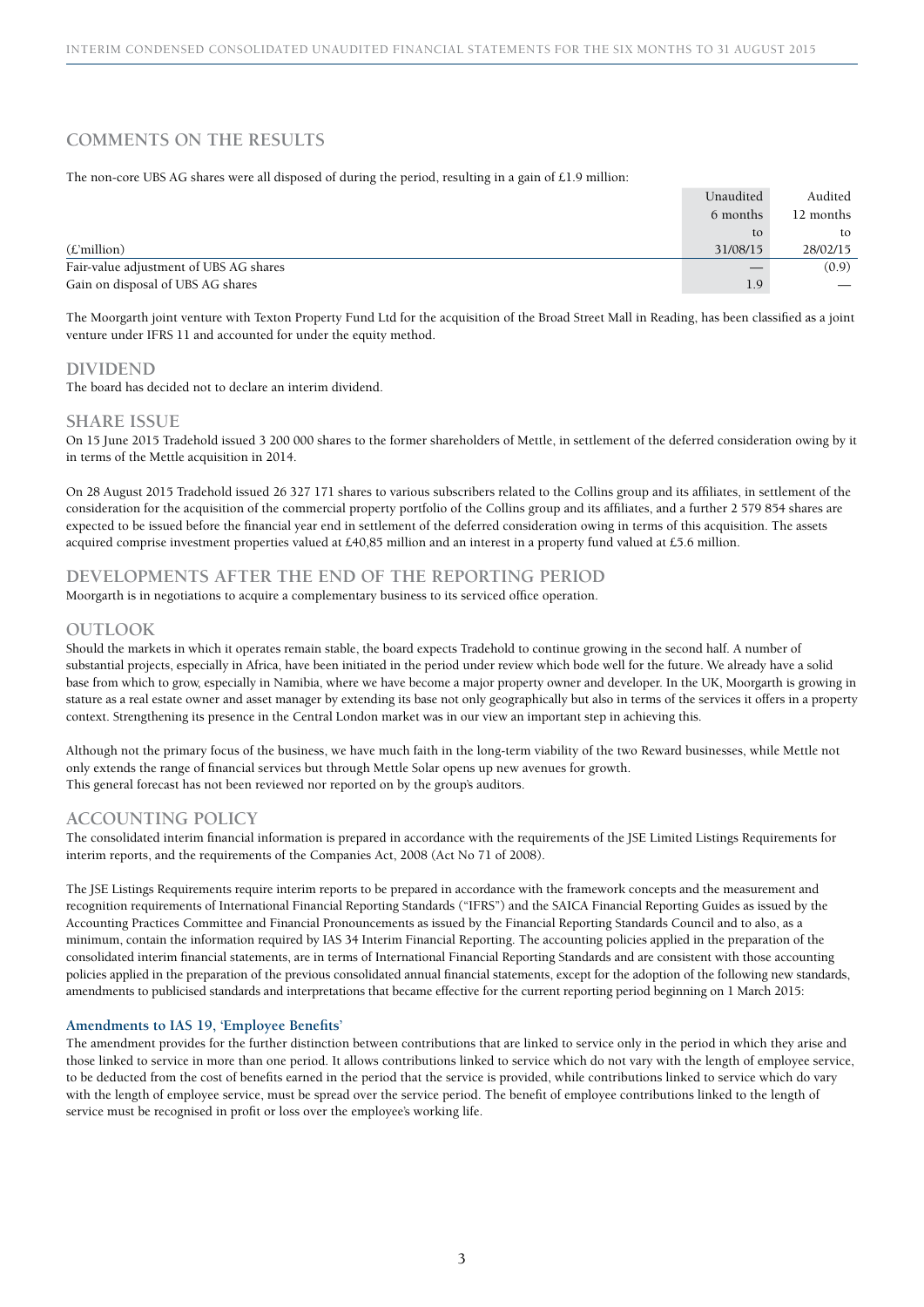## COMMENTS ON THE RESULTS

The non-core UBS AG shares were all disposed of during the period, resulting in a gain of £1.9 million:

| (£'million) | Unaudited 6 months to 31/08/15 | Audited 12 months to 28/02/15 |
|---|---|---|
| Fair-value adjustment of UBS AG shares | — | (0.9) |
| Gain on disposal of UBS AG shares | 1.9 | — |

The Moorgarth joint venture with Texton Property Fund Ltd for the acquisition of the Broad Street Mall in Reading, has been classified as a joint venture under IFRS 11 and accounted for under the equity method.

## DIVIDEND

The board has decided not to declare an interim dividend.

## SHARE ISSUE

On 15 June 2015 Tradehold issued 3 200 000 shares to the former shareholders of Mettle, in settlement of the deferred consideration owing by it in terms of the Mettle acquisition in 2014.

On 28 August 2015 Tradehold issued 26 327 171 shares to various subscribers related to the Collins group and its affiliates, in settlement of the consideration for the acquisition of the commercial property portfolio of the Collins group and its affiliates, and a further 2 579 854 shares are expected to be issued before the financial year end in settlement of the deferred consideration owing in terms of this acquisition. The assets acquired comprise investment properties valued at £40,85 million and an interest in a property fund valued at £5.6 million.

## DEVELOPMENTS AFTER THE END OF THE REPORTING PERIOD

Moorgarth is in negotiations to acquire a complementary business to its serviced office operation.

## OUTLOOK

Should the markets in which it operates remain stable, the board expects Tradehold to continue growing in the second half. A number of substantial projects, especially in Africa, have been initiated in the period under review which bode well for the future. We already have a solid base from which to grow, especially in Namibia, where we have become a major property owner and developer. In the UK, Moorgarth is growing in stature as a real estate owner and asset manager by extending its base not only geographically but also in terms of the services it offers in a property context. Strengthening its presence in the Central London market was in our view an important step in achieving this.

Although not the primary focus of the business, we have much faith in the long-term viability of the two Reward businesses, while Mettle not only extends the range of financial services but through Mettle Solar opens up new avenues for growth.
This general forecast has not been reviewed nor reported on by the group's auditors.

## ACCOUNTING POLICY

The consolidated interim financial information is prepared in accordance with the requirements of the JSE Limited Listings Requirements for interim reports, and the requirements of the Companies Act, 2008 (Act No 71 of 2008).

The JSE Listings Requirements require interim reports to be prepared in accordance with the framework concepts and the measurement and recognition requirements of International Financial Reporting Standards ("IFRS") and the SAICA Financial Reporting Guides as issued by the Accounting Practices Committee and Financial Pronouncements as issued by the Financial Reporting Standards Council and to also, as a minimum, contain the information required by IAS 34 Interim Financial Reporting. The accounting policies applied in the preparation of the consolidated interim financial statements, are in terms of International Financial Reporting Standards and are consistent with those accounting policies applied in the preparation of the previous consolidated annual financial statements, except for the adoption of the following new standards, amendments to publicised standards and interpretations that became effective for the current reporting period beginning on 1 March 2015:

### Amendments to IAS 19, 'Employee Benefits'

The amendment provides for the further distinction between contributions that are linked to service only in the period in which they arise and those linked to service in more than one period. It allows contributions linked to service which do not vary with the length of employee service, to be deducted from the cost of benefits earned in the period that the service is provided, while contributions linked to service which do vary with the length of employee service, must be spread over the service period. The benefit of employee contributions linked to the length of service must be recognised in profit or loss over the employee's working life.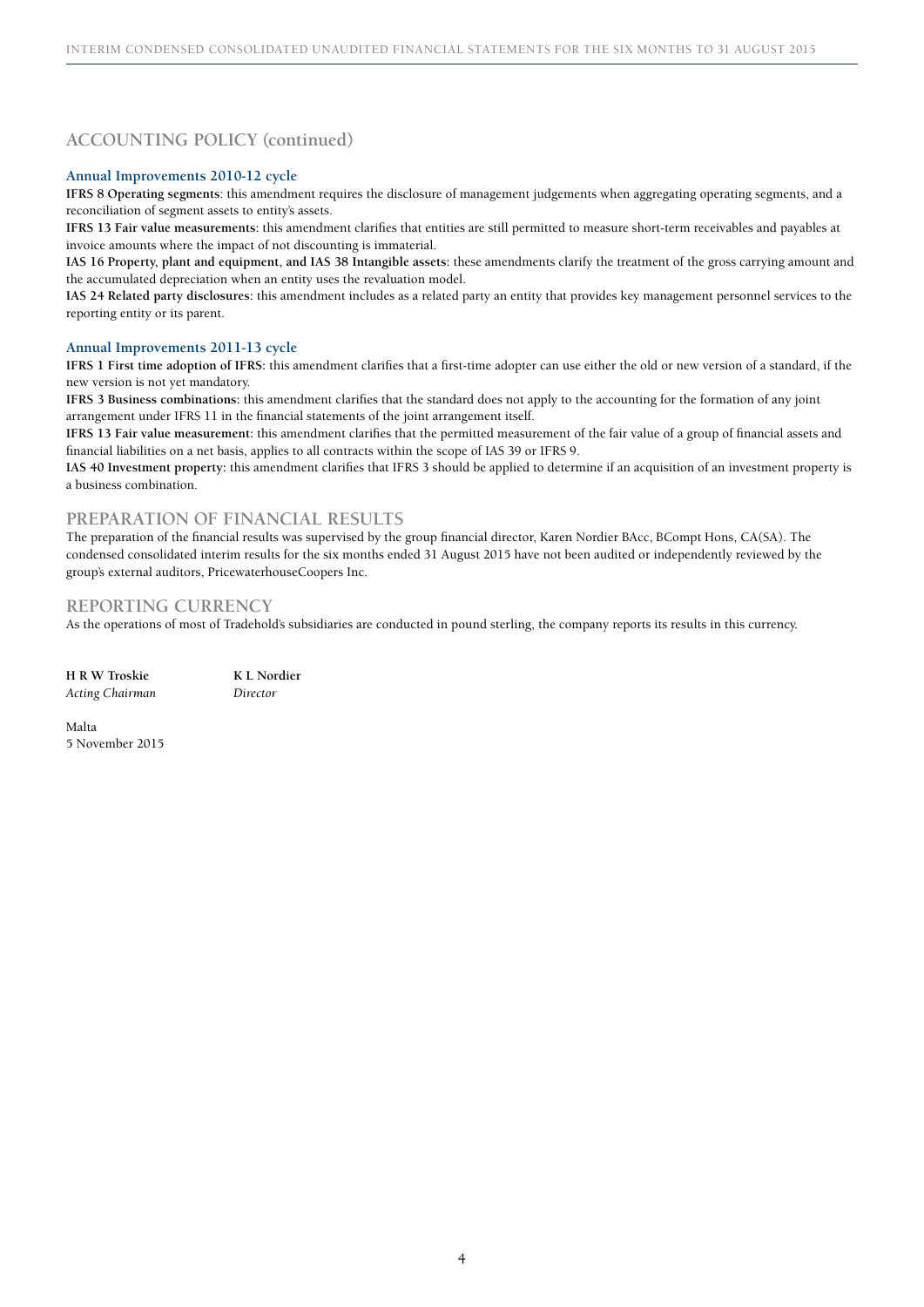## ACCOUNTING POLICY (continued)

### Annual Improvements 2010-12 cycle

**IFRS 8 Operating segments**: this amendment requires the disclosure of management judgements when aggregating operating segments, and a reconciliation of segment assets to entity's assets.

**IFRS 13 Fair value measurements:** this amendment clarifies that entities are still permitted to measure short-term receivables and payables at invoice amounts where the impact of not discounting is immaterial.

**IAS 16 Property, plant and equipment, and IAS 38 Intangible assets:** these amendments clarify the treatment of the gross carrying amount and the accumulated depreciation when an entity uses the revaluation model.

**IAS 24 Related party disclosures:** this amendment includes as a related party an entity that provides key management personnel services to the reporting entity or its parent.

### Annual Improvements 2011-13 cycle

**IFRS 1 First time adoption of IFRS:** this amendment clarifies that a first-time adopter can use either the old or new version of a standard, if the new version is not yet mandatory.

**IFRS 3 Business combinations:** this amendment clarifies that the standard does not apply to the accounting for the formation of any joint arrangement under IFRS 11 in the financial statements of the joint arrangement itself.

**IFRS 13 Fair value measurement:** this amendment clarifies that the permitted measurement of the fair value of a group of financial assets and financial liabilities on a net basis, applies to all contracts within the scope of IAS 39 or IFRS 9.

**IAS 40 Investment property:** this amendment clarifies that IFRS 3 should be applied to determine if an acquisition of an investment property is a business combination.

## PREPARATION OF FINANCIAL RESULTS

The preparation of the financial results was supervised by the group financial director, Karen Nordier BAcc, BCompt Hons, CA(SA). The condensed consolidated interim results for the six months ended 31 August 2015 have not been audited or independently reviewed by the group's external auditors, PricewaterhouseCoopers Inc.

## REPORTING CURRENCY

As the operations of most of Tradehold's subsidiaries are conducted in pound sterling, the company reports its results in this currency.

**H R W Troskie**
*Acting Chairman*

**K L Nordier**
*Director*

Malta
5 November 2015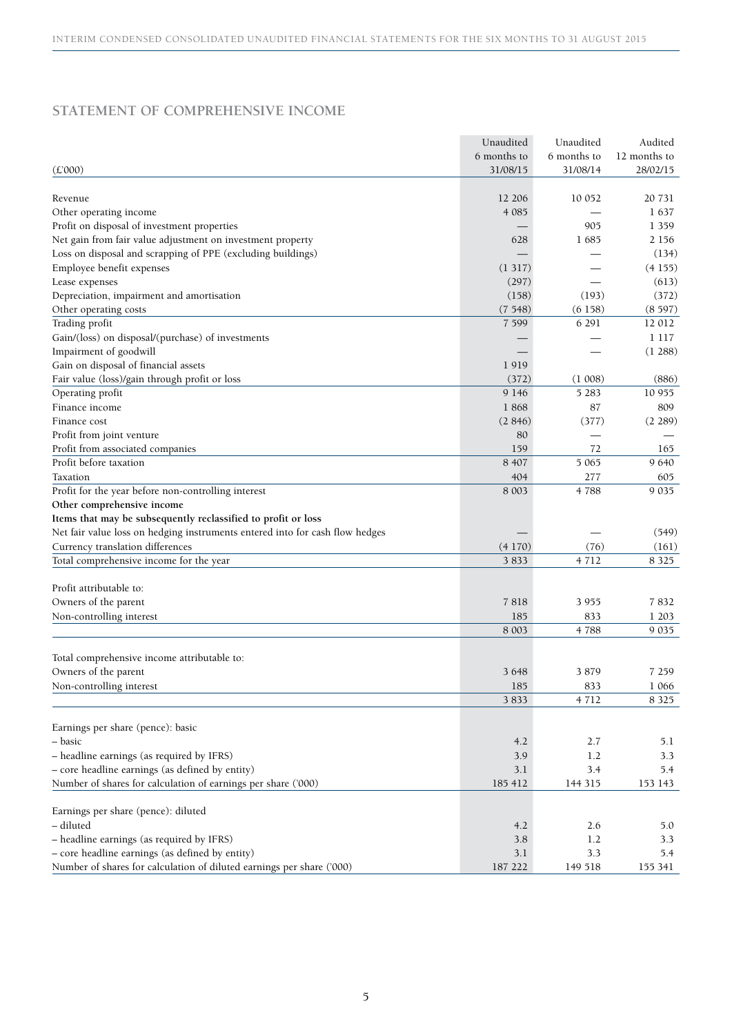## STATEMENT OF COMPREHENSIVE INCOME

| (£'000) | Unaudited 6 months to 31/08/15 | Unaudited 6 months to 31/08/14 | Audited 12 months to 28/02/15 |
|---|---|---|---|
| Revenue | 12 206 | 10 052 | 20 731 |
| Other operating income | 4 085 | — | 1 637 |
| Profit on disposal of investment properties | — | 905 | 1 359 |
| Net gain from fair value adjustment on investment property | 628 | 1 685 | 2 156 |
| Loss on disposal and scrapping of PPE (excluding buildings) | — | — | (134) |
| Employee benefit expenses | (1 317) | — | (4 155) |
| Lease expenses | (297) | — | (613) |
| Depreciation, impairment and amortisation | (158) | (193) | (372) |
| Other operating costs | (7 548) | (6 158) | (8 597) |
| Trading profit | 7 599 | 6 291 | 12 012 |
| Gain/(loss) on disposal/(purchase) of investments | — | — | 1 117 |
| Impairment of goodwill | — | — | (1 288) |
| Gain on disposal of financial assets | 1 919 | | |
| Fair value (loss)/gain through profit or loss | (372) | (1 008) | (886) |
| Operating profit | 9 146 | 5 283 | 10 955 |
| Finance income | 1 868 | 87 | 809 |
| Finance cost | (2 846) | (377) | (2 289) |
| Profit from joint venture | 80 | — | — |
| Profit from associated companies | 159 | 72 | 165 |
| Profit before taxation | 8 407 | 5 065 | 9 640 |
| Taxation | 404 | 277 | 605 |
| Profit for the year before non-controlling interest | 8 003 | 4 788 | 9 035 |
| **Other comprehensive income** | | | |
| **Items that may be subsequently reclassified to profit or loss** | | | |
| Net fair value loss on hedging instruments entered into for cash flow hedges | — | — | (549) |
| Currency translation differences | (4 170) | (76) | (161) |
| Total comprehensive income for the year | 3 833 | 4 712 | 8 325 |
| | | | |
| Profit attributable to: | | | |
| Owners of the parent | 7 818 | 3 955 | 7 832 |
| Non-controlling interest | 185 | 833 | 1 203 |
| | 8 003 | 4 788 | 9 035 |
| | | | |
| Total comprehensive income attributable to: | | | |
| Owners of the parent | 3 648 | 3 879 | 7 259 |
| Non-controlling interest | 185 | 833 | 1 066 |
| | 3 833 | 4 712 | 8 325 |
| | | | |
| Earnings per share (pence): basic | | | |
| – basic | 4.2 | 2.7 | 5.1 |
| – headline earnings (as required by IFRS) | 3.9 | 1.2 | 3.3 |
| – core headline earnings (as defined by entity) | 3.1 | 3.4 | 5.4 |
| Number of shares for calculation of earnings per share ('000) | 185 412 | 144 315 | 153 143 |
| | | | |
| Earnings per share (pence): diluted | | | |
| – diluted | 4.2 | 2.6 | 5.0 |
| – headline earnings (as required by IFRS) | 3.8 | 1.2 | 3.3 |
| – core headline earnings (as defined by entity) | 3.1 | 3.3 | 5.4 |
| Number of shares for calculation of diluted earnings per share ('000) | 187 222 | 149 518 | 155 341 |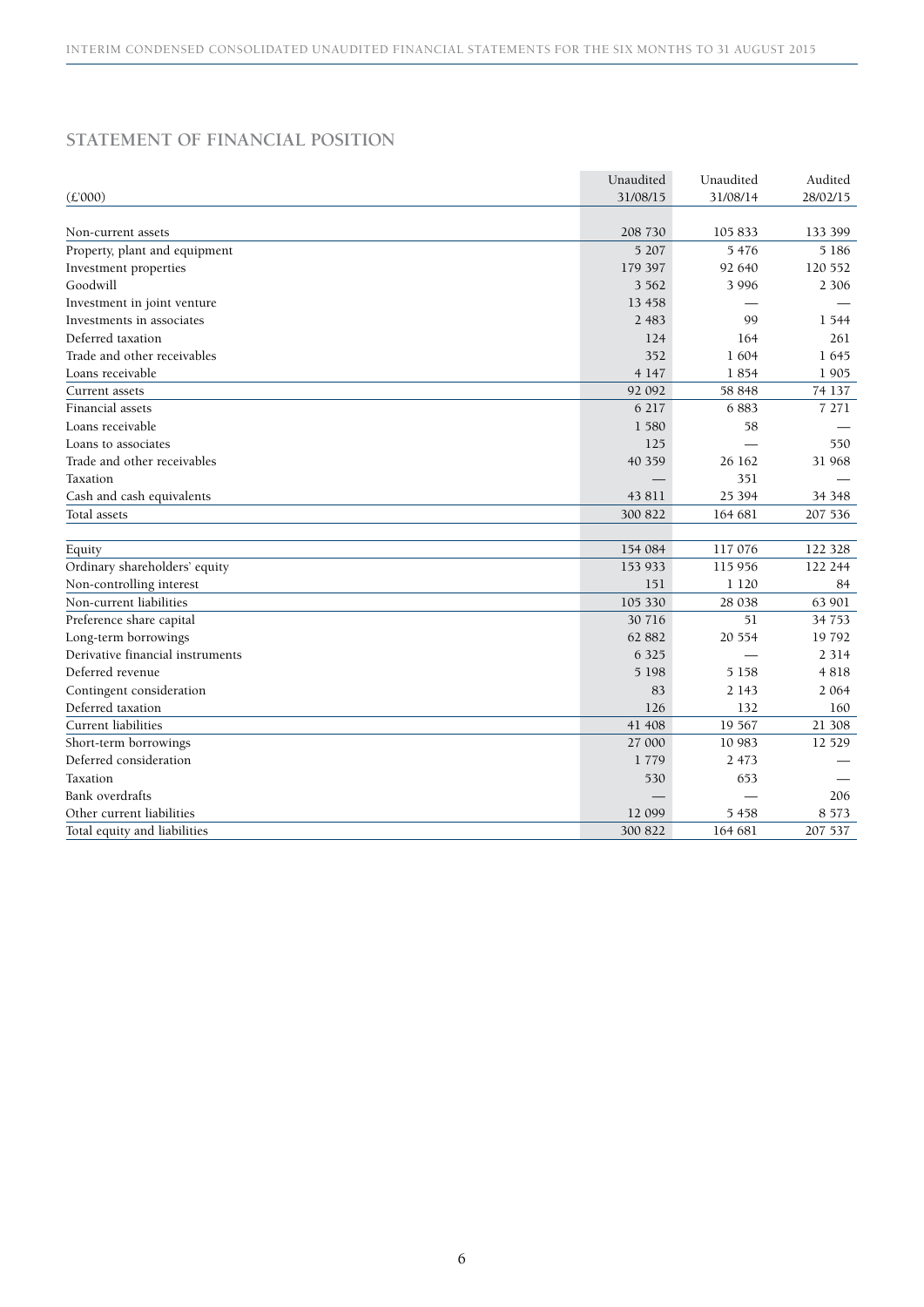## STATEMENT OF FINANCIAL POSITION

| (£'000) | Unaudited 31/08/15 | Unaudited 31/08/14 | Audited 28/02/15 |
|---|---|---|---|
| Non-current assets | 208 730 | 105 833 | 133 399 |
| Property, plant and equipment | 5 207 | 5 476 | 5 186 |
| Investment properties | 179 397 | 92 640 | 120 552 |
| Goodwill | 3 562 | 3 996 | 2 306 |
| Investment in joint venture | 13 458 | — | — |
| Investments in associates | 2 483 | 99 | 1 544 |
| Deferred taxation | 124 | 164 | 261 |
| Trade and other receivables | 352 | 1 604 | 1 645 |
| Loans receivable | 4 147 | 1 854 | 1 905 |
| Current assets | 92 092 | 58 848 | 74 137 |
| Financial assets | 6 217 | 6 883 | 7 271 |
| Loans receivable | 1 580 | 58 | — |
| Loans to associates | 125 | — | 550 |
| Trade and other receivables | 40 359 | 26 162 | 31 968 |
| Taxation | — | 351 | — |
| Cash and cash equivalents | 43 811 | 25 394 | 34 348 |
| Total assets | 300 822 | 164 681 | 207 536 |
| | | | |
| Equity | 154 084 | 117 076 | 122 328 |
| Ordinary shareholders' equity | 153 933 | 115 956 | 122 244 |
| Non-controlling interest | 151 | 1 120 | 84 |
| Non-current liabilities | 105 330 | 28 038 | 63 901 |
| Preference share capital | 30 716 | 51 | 34 753 |
| Long-term borrowings | 62 882 | 20 554 | 19 792 |
| Derivative financial instruments | 6 325 | — | 2 314 |
| Deferred revenue | 5 198 | 5 158 | 4 818 |
| Contingent consideration | 83 | 2 143 | 2 064 |
| Deferred taxation | 126 | 132 | 160 |
| Current liabilities | 41 408 | 19 567 | 21 308 |
| Short-term borrowings | 27 000 | 10 983 | 12 529 |
| Deferred consideration | 1 779 | 2 473 | — |
| Taxation | 530 | 653 | — |
| Bank overdrafts | — | — | 206 |
| Other current liabilities | 12 099 | 5 458 | 8 573 |
| Total equity and liabilities | 300 822 | 164 681 | 207 537 |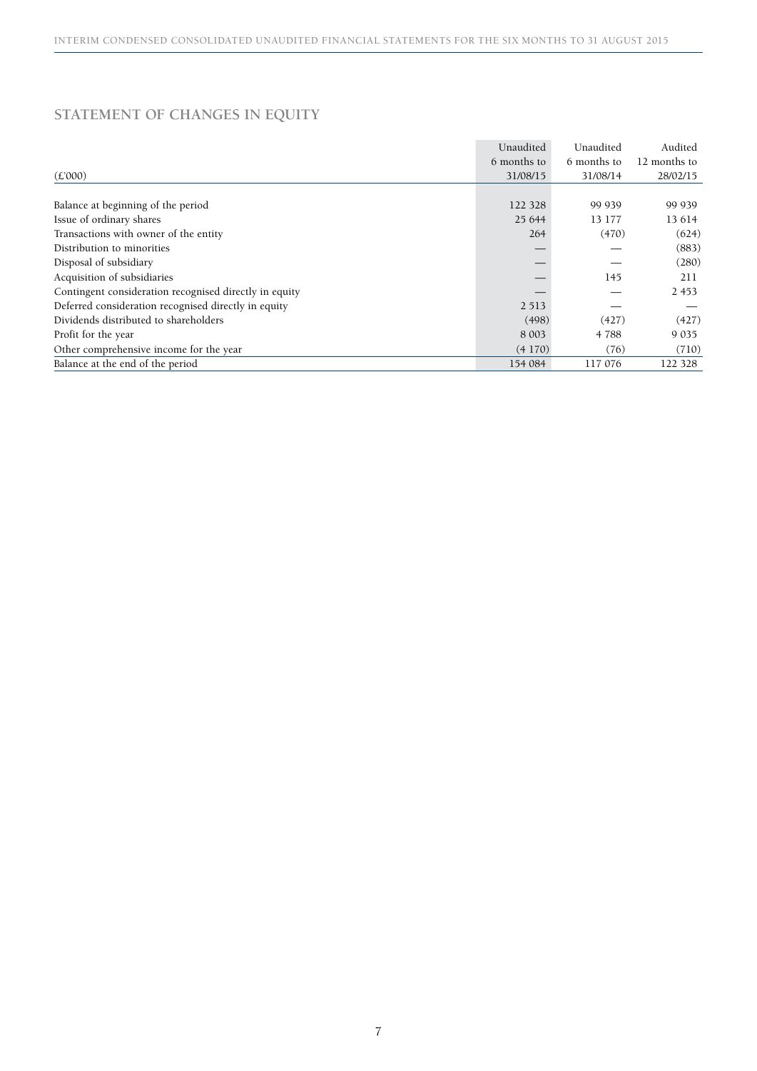## STATEMENT OF CHANGES IN EQUITY

| (£'000) | Unaudited 6 months to 31/08/15 | Unaudited 6 months to 31/08/14 | Audited 12 months to 28/02/15 |
|---|---|---|---|
| Balance at beginning of the period | 122 328 | 99 939 | 99 939 |
| Issue of ordinary shares | 25 644 | 13 177 | 13 614 |
| Transactions with owner of the entity | 264 | (470) | (624) |
| Distribution to minorities | — | — | (883) |
| Disposal of subsidiary | — | — | (280) |
| Acquisition of subsidiaries | — | 145 | 211 |
| Contingent consideration recognised directly in equity | — | — | 2 453 |
| Deferred consideration recognised directly in equity | 2 513 | — | — |
| Dividends distributed to shareholders | (498) | (427) | (427) |
| Profit for the year | 8 003 | 4 788 | 9 035 |
| Other comprehensive income for the year | (4 170) | (76) | (710) |
| Balance at the end of the period | 154 084 | 117 076 | 122 328 |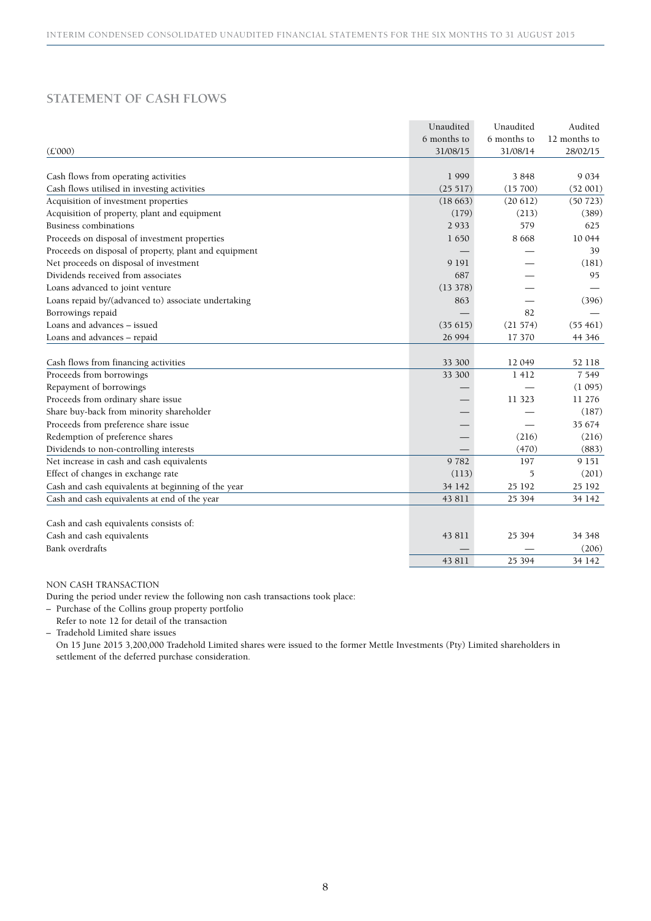## STATEMENT OF CASH FLOWS

| (£'000) | Unaudited 6 months to 31/08/15 | Unaudited 6 months to 31/08/14 | Audited 12 months to 28/02/15 |
|---|---|---|---|
| Cash flows from operating activities | 1 999 | 3 848 | 9 034 |
| Cash flows utilised in investing activities | (25 517) | (15 700) | (52 001) |
| Acquisition of investment properties | (18 663) | (20 612) | (50 723) |
| Acquisition of property, plant and equipment | (179) | (213) | (389) |
| Business combinations | 2 933 | 579 | 625 |
| Proceeds on disposal of investment properties | 1 650 | 8 668 | 10 044 |
| Proceeds on disposal of property, plant and equipment | — | — | 39 |
| Net proceeds on disposal of investment | 9 191 | — | (181) |
| Dividends received from associates | 687 | — | 95 |
| Loans advanced to joint venture | (13 378) | — | — |
| Loans repaid by/(advanced to) associate undertaking | 863 | — | (396) |
| Borrowings repaid | — | 82 | — |
| Loans and advances – issued | (35 615) | (21 574) | (55 461) |
| Loans and advances – repaid | 26 994 | 17 370 | 44 346 |
| Cash flows from financing activities | 33 300 | 12 049 | 52 118 |
| Proceeds from borrowings | 33 300 | 1 412 | 7 549 |
| Repayment of borrowings | — | — | (1 095) |
| Proceeds from ordinary share issue | — | 11 323 | 11 276 |
| Share buy-back from minority shareholder | — | — | (187) |
| Proceeds from preference share issue | — | — | 35 674 |
| Redemption of preference shares | — | (216) | (216) |
| Dividends to non-controlling interests | — | (470) | (883) |
| Net increase in cash and cash equivalents | 9 782 | 197 | 9 151 |
| Effect of changes in exchange rate | (113) | 5 | (201) |
| Cash and cash equivalents at beginning of the year | 34 142 | 25 192 | 25 192 |
| Cash and cash equivalents at end of the year | 43 811 | 25 394 | 34 142 |
| Cash and cash equivalents consists of: | | | |
| Cash and cash equivalents | 43 811 | 25 394 | 34 348 |
| Bank overdrafts | — | — | (206) |
| | 43 811 | 25 394 | 34 142 |

NON CASH TRANSACTION

During the period under review the following non cash transactions took place:

– Purchase of the Collins group property portfolio
  Refer to note 12 for detail of the transaction

– Tradehold Limited share issues
  On 15 June 2015 3,200,000 Tradehold Limited shares were issued to the former Mettle Investments (Pty) Limited shareholders in settlement of the deferred purchase consideration.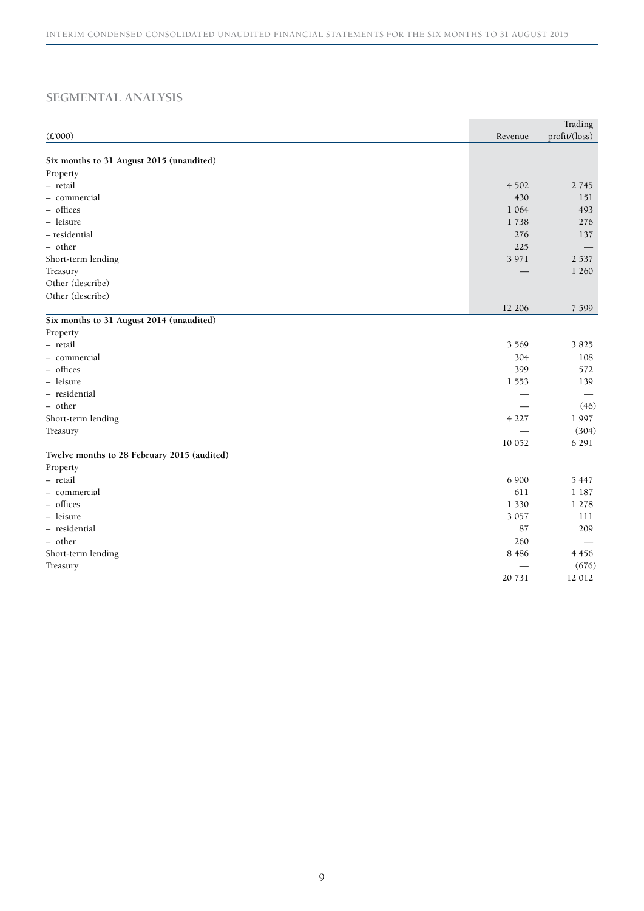## SEGMENTAL ANALYSIS

| (£'000) | Revenue | Trading profit/(loss) |
|---|---|---|
| **Six months to 31 August 2015 (unaudited)** | | |
| Property | | |
| – retail | 4 502 | 2 745 |
| – commercial | 430 | 151 |
| – offices | 1 064 | 493 |
| – leisure | 1 738 | 276 |
| – residential | 276 | 137 |
| – other | 225 | — |
| Short-term lending | 3 971 | 2 537 |
| Treasury | — | 1 260 |
| Other (describe) | | |
| Other (describe) | | |
| | 12 206 | 7 599 |
| **Six months to 31 August 2014 (unaudited)** | | |
| Property | | |
| – retail | 3 569 | 3 825 |
| – commercial | 304 | 108 |
| – offices | 399 | 572 |
| – leisure | 1 553 | 139 |
| – residential | — | — |
| – other | — | (46) |
| Short-term lending | 4 227 | 1 997 |
| Treasury | — | (304) |
| | 10 052 | 6 291 |
| **Twelve months to 28 February 2015 (audited)** | | |
| Property | | |
| – retail | 6 900 | 5 447 |
| – commercial | 611 | 1 187 |
| – offices | 1 330 | 1 278 |
| – leisure | 3 057 | 111 |
| – residential | 87 | 209 |
| – other | 260 | — |
| Short-term lending | 8 486 | 4 456 |
| Treasury | — | (676) |
| | 20 731 | 12 012 |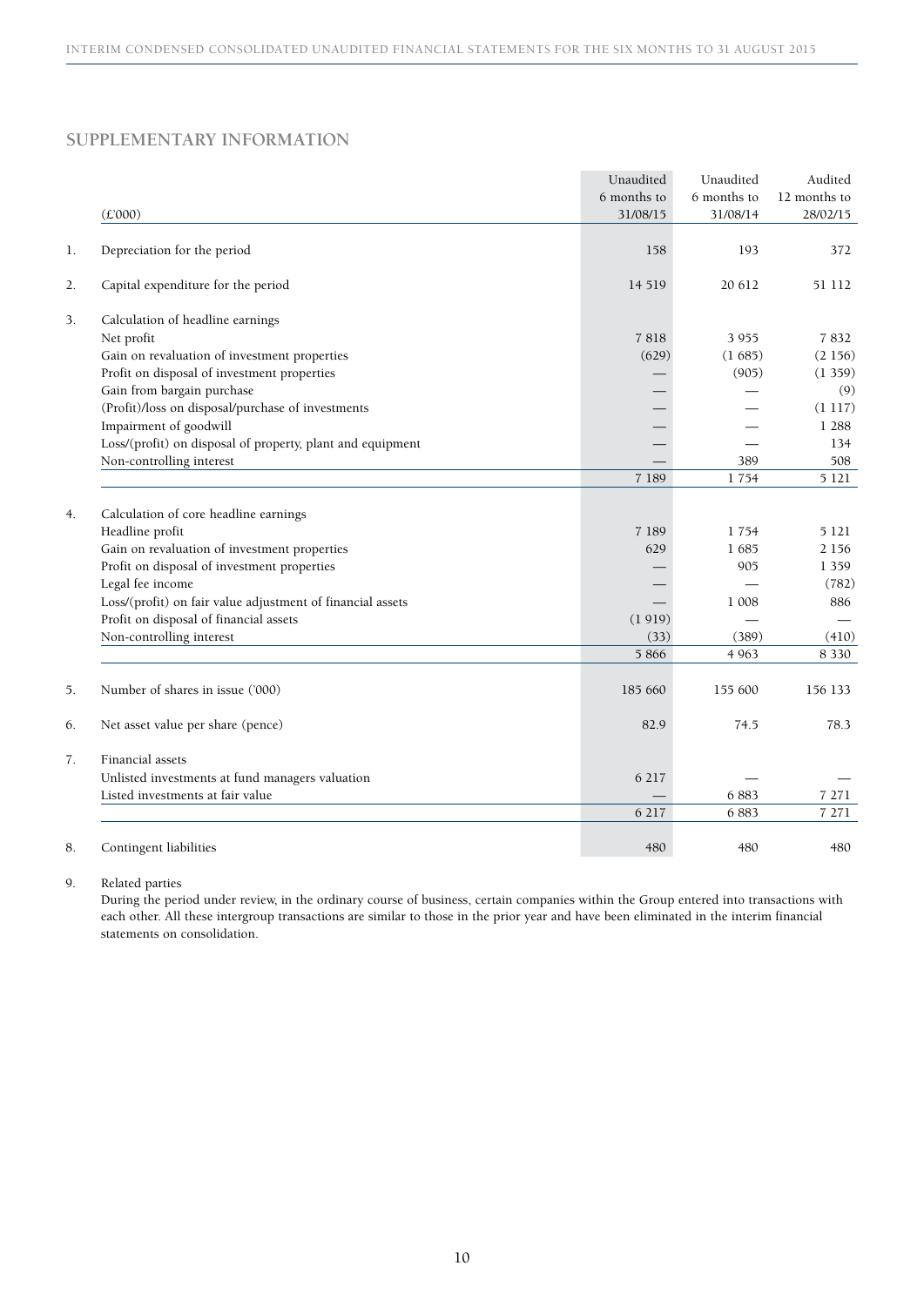## SUPPLEMENTARY INFORMATION

| | (£'000) | Unaudited 6 months to 31/08/15 | Unaudited 6 months to 31/08/14 | Audited 12 months to 28/02/15 |
|---|---|---|---|---|
| 1. | Depreciation for the period | 158 | 193 | 372 |
| 2. | Capital expenditure for the period | 14 519 | 20 612 | 51 112 |
| 3. | Calculation of headline earnings | | | |
| | Net profit | 7 818 | 3 955 | 7 832 |
| | Gain on revaluation of investment properties | (629) | (1 685) | (2 156) |
| | Profit on disposal of investment properties | — | (905) | (1 359) |
| | Gain from bargain purchase | — | — | (9) |
| | (Profit)/loss on disposal/purchase of investments | — | — | (1 117) |
| | Impairment of goodwill | — | — | 1 288 |
| | Loss/(profit) on disposal of property, plant and equipment | — | — | 134 |
| | Non-controlling interest | — | 389 | 508 |
| | | 7 189 | 1 754 | 5 121 |
| 4. | Calculation of core headline earnings | | | |
| | Headline profit | 7 189 | 1 754 | 5 121 |
| | Gain on revaluation of investment properties | 629 | 1 685 | 2 156 |
| | Profit on disposal of investment properties | — | 905 | 1 359 |
| | Legal fee income | — | — | (782) |
| | Loss/(profit) on fair value adjustment of financial assets | — | 1 008 | 886 |
| | Profit on disposal of financial assets | (1 919) | — | — |
| | Non-controlling interest | (33) | (389) | (410) |
| | | 5 866 | 4 963 | 8 330 |
| 5. | Number of shares in issue ('000) | 185 660 | 155 600 | 156 133 |
| 6. | Net asset value per share (pence) | 82.9 | 74.5 | 78.3 |
| 7. | Financial assets | | | |
| | Unlisted investments at fund managers valuation | 6 217 | — | — |
| | Listed investments at fair value | — | 6 883 | 7 271 |
| | | 6 217 | 6 883 | 7 271 |
| 8. | Contingent liabilities | 480 | 480 | 480 |

9. Related parties

During the period under review, in the ordinary course of business, certain companies within the Group entered into transactions with each other. All these intergroup transactions are similar to those in the prior year and have been eliminated in the interim financial statements on consolidation.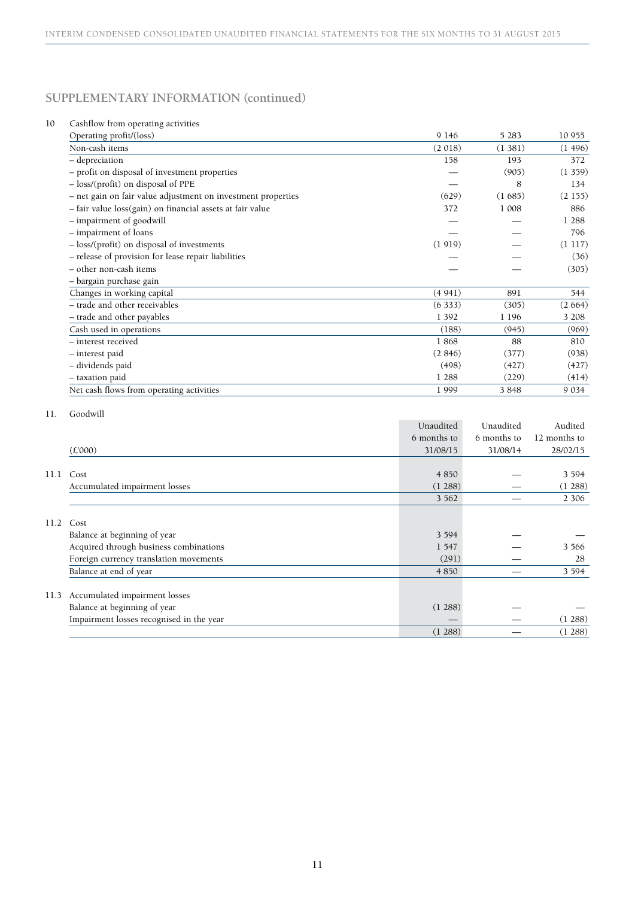## SUPPLEMENTARY INFORMATION (continued)

10 Cashflow from operating activities

| | | | |
|---|---|---|---|
| Operating profit/(loss) | 9 146 | 5 283 | 10 955 |
| Non-cash items | (2 018) | (1 381) | (1 496) |
| – depreciation | 158 | 193 | 372 |
| – profit on disposal of investment properties | — | (905) | (1 359) |
| – loss/(profit) on disposal of PPE | — | 8 | 134 |
| – net gain on fair value adjustment on investment properties | (629) | (1 685) | (2 155) |
| – fair value loss(gain) on financial assets at fair value | 372 | 1 008 | 886 |
| – impairment of goodwill | — | — | 1 288 |
| – impairment of loans | — | — | 796 |
| – loss/(profit) on disposal of investments | (1 919) | — | (1 117) |
| – release of provision for lease repair liabilities | — | — | (36) |
| – other non-cash items | — | — | (305) |
| – bargain purchase gain | | | |
| Changes in working capital | (4 941) | 891 | 544 |
| – trade and other receivables | (6 333) | (305) | (2 664) |
| – trade and other payables | 1 392 | 1 196 | 3 208 |
| Cash used in operations | (188) | (945) | (969) |
| – interest received | 1 868 | 88 | 810 |
| – interest paid | (2 846) | (377) | (938) |
| – dividends paid | (498) | (427) | (427) |
| – taxation paid | 1 288 | (229) | (414) |
| Net cash flows from operating activities | 1 999 | 3 848 | 9 034 |

11. Goodwill

| (£'000) | Unaudited 6 months to 31/08/15 | Unaudited 6 months to 31/08/14 | Audited 12 months to 28/02/15 |
|---|---|---|---|
| **11.1** Cost | 4 850 | — | 3 594 |
| Accumulated impairment losses | (1 288) | — | (1 288) |
| | 3 562 | — | 2 306 |
| **11.2** Cost | | | |
| Balance at beginning of year | 3 594 | — | — |
| Acquired through business combinations | 1 547 | — | 3 566 |
| Foreign currency translation movements | (291) | — | 28 |
| Balance at end of year | 4 850 | — | 3 594 |
| **11.3** Accumulated impairment losses | | | |
| Balance at beginning of year | (1 288) | — | — |
| Impairment losses recognised in the year | — | — | (1 288) |
| | (1 288) | — | (1 288) |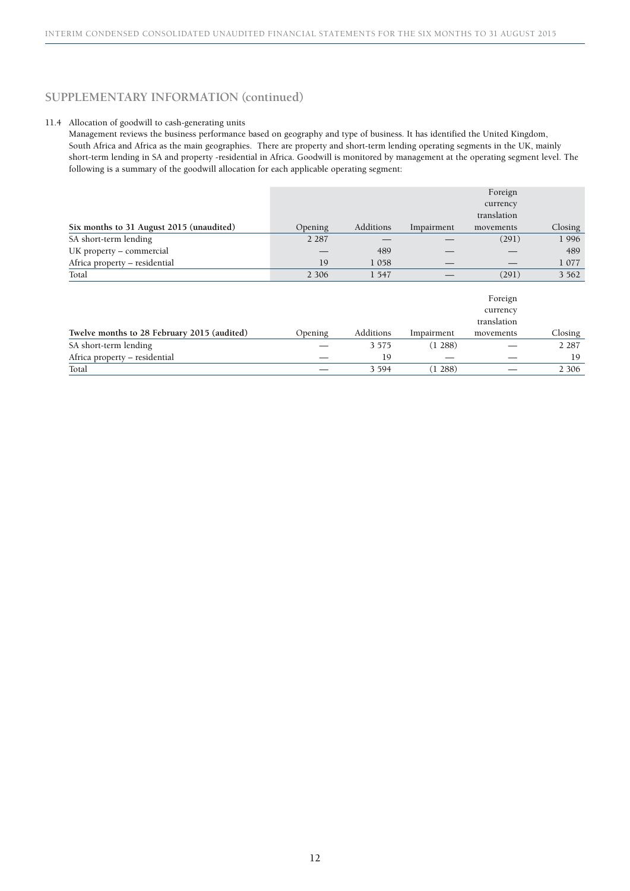## SUPPLEMENTARY INFORMATION (continued)

11.4 Allocation of goodwill to cash-generating units

Management reviews the business performance based on geography and type of business. It has identified the United Kingdom, South Africa and Africa as the main geographies. There are property and short-term lending operating segments in the UK, mainly short-term lending in SA and property -residential in Africa. Goodwill is monitored by management at the operating segment level. The following is a summary of the goodwill allocation for each applicable operating segment:

| **Six months to 31 August 2015 (unaudited)** | Opening | Additions | Impairment | Foreign currency translation movements | Closing |
|---|---|---|---|---|---|
| SA short-term lending | 2 287 | — | — | (291) | 1 996 |
| UK property – commercial | — | 489 | — | — | 489 |
| Africa property – residential | 19 | 1 058 | — | — | 1 077 |
| Total | 2 306 | 1 547 | — | (291) | 3 562 |

| **Twelve months to 28 February 2015 (audited)** | Opening | Additions | Impairment | Foreign currency translation movements | Closing |
|---|---|---|---|---|---|
| SA short-term lending | — | 3 575 | (1 288) | — | 2 287 |
| Africa property – residential | — | 19 | — | — | 19 |
| Total | — | 3 594 | (1 288) | — | 2 306 |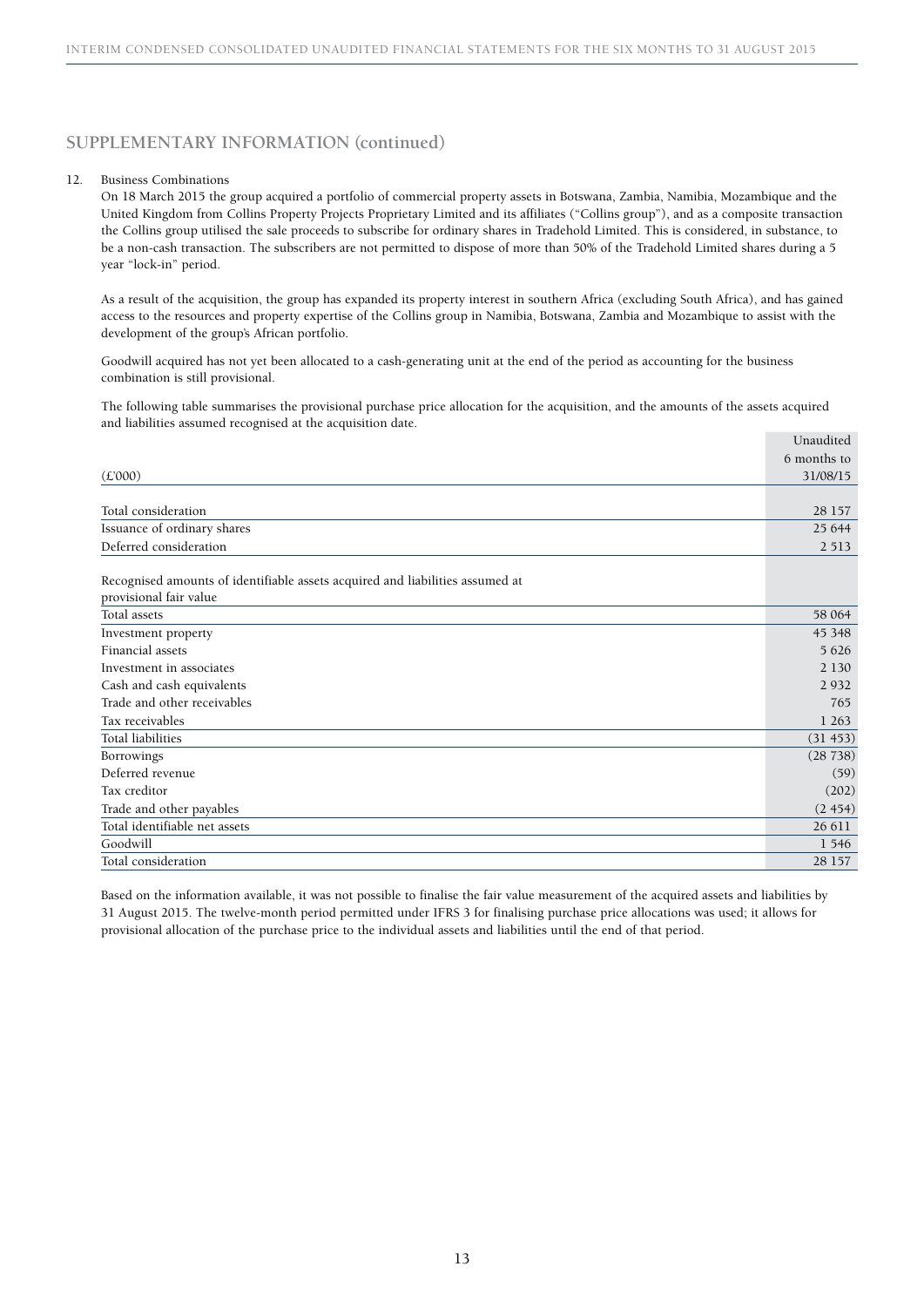## SUPPLEMENTARY INFORMATION (continued)

12. Business Combinations

On 18 March 2015 the group acquired a portfolio of commercial property assets in Botswana, Zambia, Namibia, Mozambique and the United Kingdom from Collins Property Projects Proprietary Limited and its affiliates ("Collins group"), and as a composite transaction the Collins group utilised the sale proceeds to subscribe for ordinary shares in Tradehold Limited. This is considered, in substance, to be a non-cash transaction. The subscribers are not permitted to dispose of more than 50% of the Tradehold Limited shares during a 5 year "lock-in" period.

As a result of the acquisition, the group has expanded its property interest in southern Africa (excluding South Africa), and has gained access to the resources and property expertise of the Collins group in Namibia, Botswana, Zambia and Mozambique to assist with the development of the group's African portfolio.

Goodwill acquired has not yet been allocated to a cash-generating unit at the end of the period as accounting for the business combination is still provisional.

The following table summarises the provisional purchase price allocation for the acquisition, and the amounts of the assets acquired and liabilities assumed recognised at the acquisition date.

| (£'000) | Unaudited 6 months to 31/08/15 |
|---|---|
| Total consideration | 28 157 |
| Issuance of ordinary shares | 25 644 |
| Deferred consideration | 2 513 |
| Recognised amounts of identifiable assets acquired and liabilities assumed at provisional fair value | |
| Total assets | 58 064 |
| Investment property | 45 348 |
| Financial assets | 5 626 |
| Investment in associates | 2 130 |
| Cash and cash equivalents | 2 932 |
| Trade and other receivables | 765 |
| Tax receivables | 1 263 |
| Total liabilities | (31 453) |
| Borrowings | (28 738) |
| Deferred revenue | (59) |
| Tax creditor | (202) |
| Trade and other payables | (2 454) |
| Total identifiable net assets | 26 611 |
| Goodwill | 1 546 |
| Total consideration | 28 157 |

Based on the information available, it was not possible to finalise the fair value measurement of the acquired assets and liabilities by 31 August 2015. The twelve-month period permitted under IFRS 3 for finalising purchase price allocations was used; it allows for provisional allocation of the purchase price to the individual assets and liabilities until the end of that period.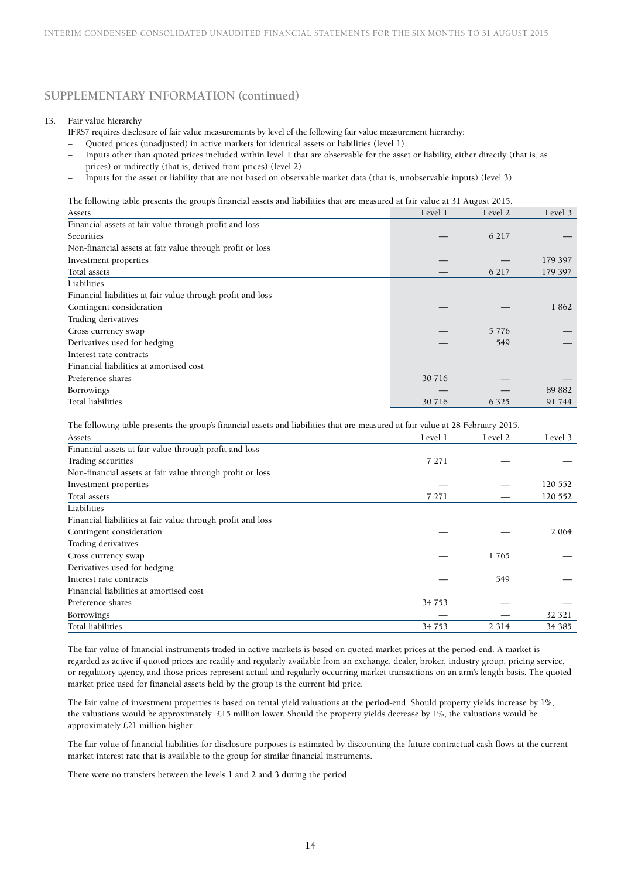## SUPPLEMENTARY INFORMATION (continued)

13. Fair value hierarchy

IFRS7 requires disclosure of fair value measurements by level of the following fair value measurement hierarchy:

- Quoted prices (unadjusted) in active markets for identical assets or liabilities (level 1).
- Inputs other than quoted prices included within level 1 that are observable for the asset or liability, either directly (that is, as prices) or indirectly (that is, derived from prices) (level 2).
- Inputs for the asset or liability that are not based on observable market data (that is, unobservable inputs) (level 3).

The following table presents the group's financial assets and liabilities that are measured at fair value at 31 August 2015.

| Assets | Level 1 | Level 2 | Level 3 |
|---|---|---|---|
| Financial assets at fair value through profit and loss | | | |
| Securities | — | 6 217 | — |
| Non-financial assets at fair value through profit or loss | | | |
| Investment properties | — | — | 179 397 |
| Total assets | — | 6 217 | 179 397 |
| Liabilities | | | |
| Financial liabilities at fair value through profit and loss | | | |
| Contingent consideration | — | — | 1 862 |
| Trading derivatives | | | |
| Cross currency swap | — | 5 776 | — |
| Derivatives used for hedging | — | 549 | — |
| Interest rate contracts | | | |
| Financial liabilities at amortised cost | | | |
| Preference shares | 30 716 | — | — |
| Borrowings | — | — | 89 882 |
| Total liabilities | 30 716 | 6 325 | 91 744 |

The following table presents the group's financial assets and liabilities that are measured at fair value at 28 February 2015.

| Assets | Level 1 | Level 2 | Level 3 |
|---|---|---|---|
| Financial assets at fair value through profit and loss | | | |
| Trading securities | 7 271 | — | — |
| Non-financial assets at fair value through profit or loss | | | |
| Investment properties | — | — | 120 552 |
| Total assets | 7 271 | — | 120 552 |
| Liabilities | | | |
| Financial liabilities at fair value through profit and loss | | | |
| Contingent consideration | — | — | 2 064 |
| Trading derivatives | | | |
| Cross currency swap | — | 1 765 | — |
| Derivatives used for hedging | | | |
| Interest rate contracts | — | 549 | — |
| Financial liabilities at amortised cost | | | |
| Preference shares | 34 753 | — | — |
| Borrowings | — | — | 32 321 |
| Total liabilities | 34 753 | 2 314 | 34 385 |

The fair value of financial instruments traded in active markets is based on quoted market prices at the period-end. A market is regarded as active if quoted prices are readily and regularly available from an exchange, dealer, broker, industry group, pricing service, or regulatory agency, and those prices represent actual and regularly occurring market transactions on an arm's length basis. The quoted market price used for financial assets held by the group is the current bid price.

The fair value of investment properties is based on rental yield valuations at the period-end. Should property yields increase by 1%, the valuations would be approximately £15 million lower. Should the property yields decrease by 1%, the valuations would be approximately £21 million higher.

The fair value of financial liabilities for disclosure purposes is estimated by discounting the future contractual cash flows at the current market interest rate that is available to the group for similar financial instruments.

There were no transfers between the levels 1 and 2 and 3 during the period.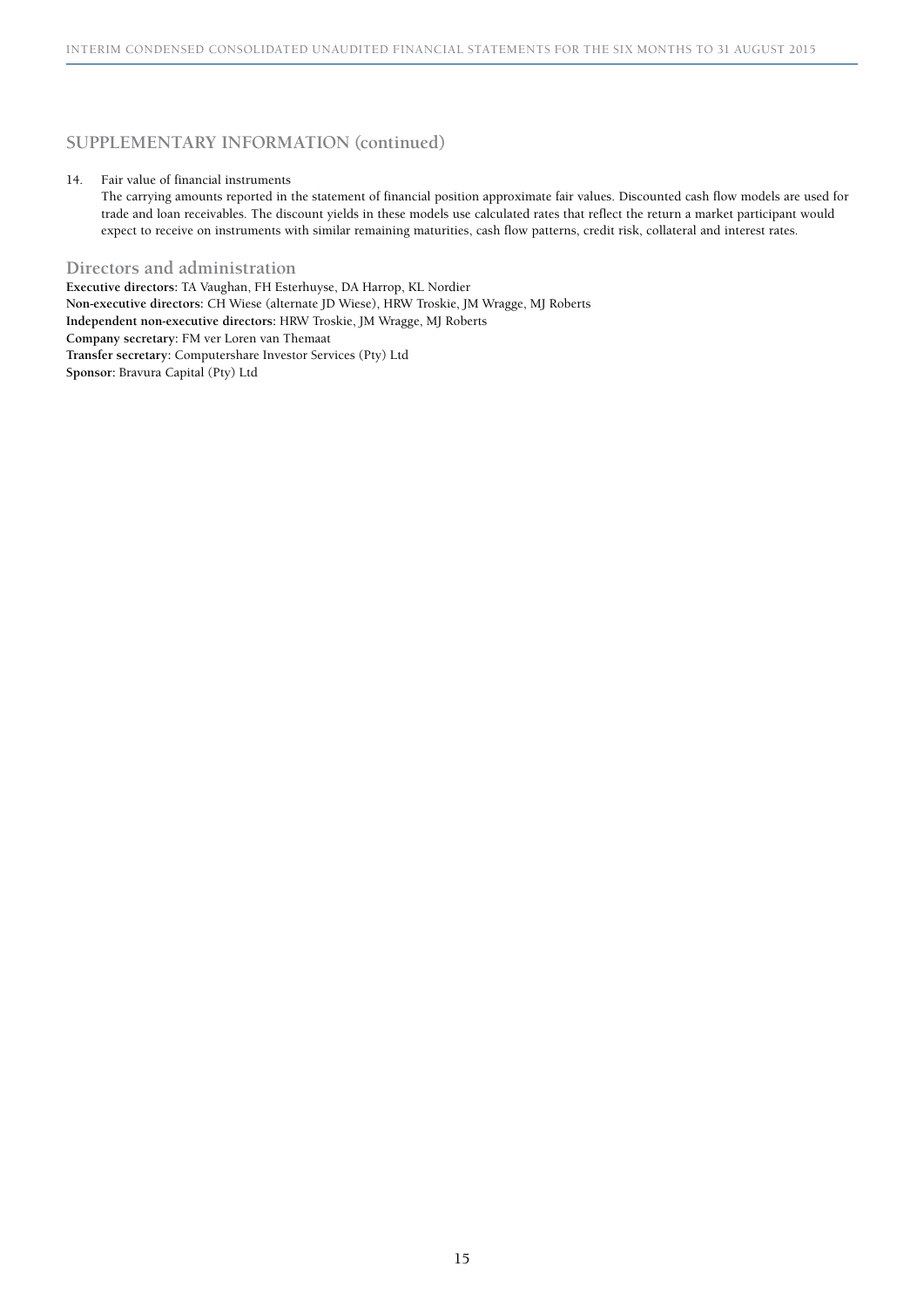## SUPPLEMENTARY INFORMATION (continued)

14. Fair value of financial instruments

    The carrying amounts reported in the statement of financial position approximate fair values. Discounted cash flow models are used for trade and loan receivables. The discount yields in these models use calculated rates that reflect the return a market participant would expect to receive on instruments with similar remaining maturities, cash flow patterns, credit risk, collateral and interest rates.

### Directors and administration

**Executive directors:** TA Vaughan, FH Esterhuyse, DA Harrop, KL Nordier
**Non-executive directors:** CH Wiese (alternate JD Wiese), HRW Troskie, JM Wragge, MJ Roberts
**Independent non-executive directors:** HRW Troskie, JM Wragge, MJ Roberts
**Company secretary:** FM ver Loren van Themaat
**Transfer secretary:** Computershare Investor Services (Pty) Ltd
**Sponsor:** Bravura Capital (Pty) Ltd